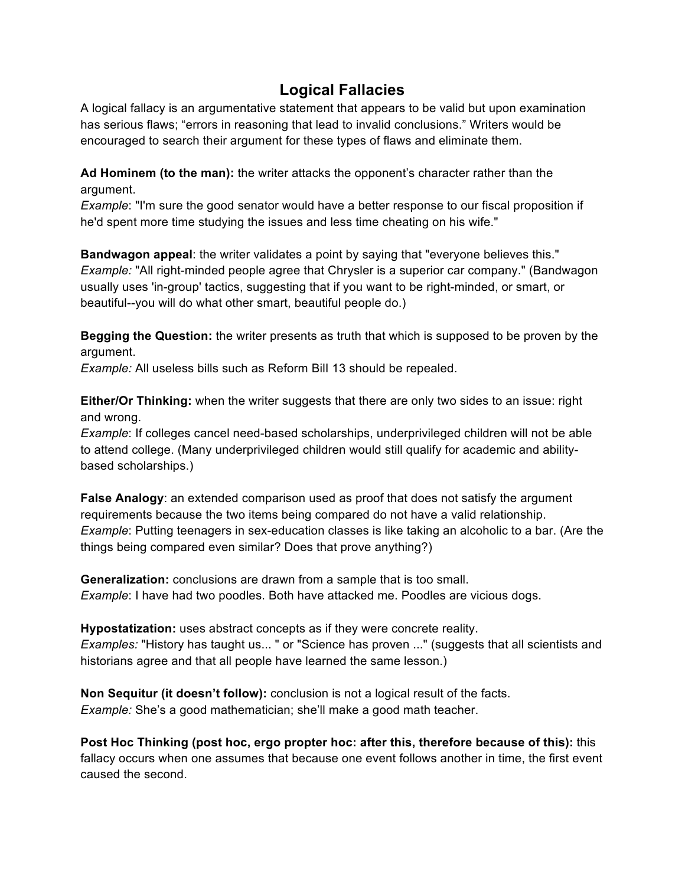# Logical Fallacies

A logical fallacy is an argumentative statement that appears to be valid but upon examination has serious flaws; "errors in reasoning that lead to invalid conclusions." Writers would be encouraged to search their argument for these types of flaws and eliminate them.

**Ad Hominem (to the man):** the writer attacks the opponent's character rather than the argument.
*Example*: "I'm sure the good senator would have a better response to our fiscal proposition if he'd spent more time studying the issues and less time cheating on his wife."

**Bandwagon appeal**: the writer validates a point by saying that "everyone believes this."
*Example:* "All right-minded people agree that Chrysler is a superior car company." (Bandwagon usually uses 'in-group' tactics, suggesting that if you want to be right-minded, or smart, or beautiful--you will do what other smart, beautiful people do.)

**Begging the Question:** the writer presents as truth that which is supposed to be proven by the argument.
*Example:* All useless bills such as Reform Bill 13 should be repealed.

**Either/Or Thinking:** when the writer suggests that there are only two sides to an issue: right and wrong.
*Example*: If colleges cancel need-based scholarships, underprivileged children will not be able to attend college. (Many underprivileged children would still qualify for academic and ability-based scholarships.)

**False Analogy**: an extended comparison used as proof that does not satisfy the argument requirements because the two items being compared do not have a valid relationship.
*Example*: Putting teenagers in sex-education classes is like taking an alcoholic to a bar. (Are the things being compared even similar? Does that prove anything?)

**Generalization:** conclusions are drawn from a sample that is too small.
*Example*: I have had two poodles. Both have attacked me. Poodles are vicious dogs.

**Hypostatization:** uses abstract concepts as if they were concrete reality.
*Examples:* "History has taught us... " or "Science has proven ..." (suggests that all scientists and historians agree and that all people have learned the same lesson.)

**Non Sequitur (it doesn't follow):** conclusion is not a logical result of the facts.
*Example:* She's a good mathematician; she'll make a good math teacher.

**Post Hoc Thinking (post hoc, ergo propter hoc: after this, therefore because of this):** this fallacy occurs when one assumes that because one event follows another in time, the first event caused the second.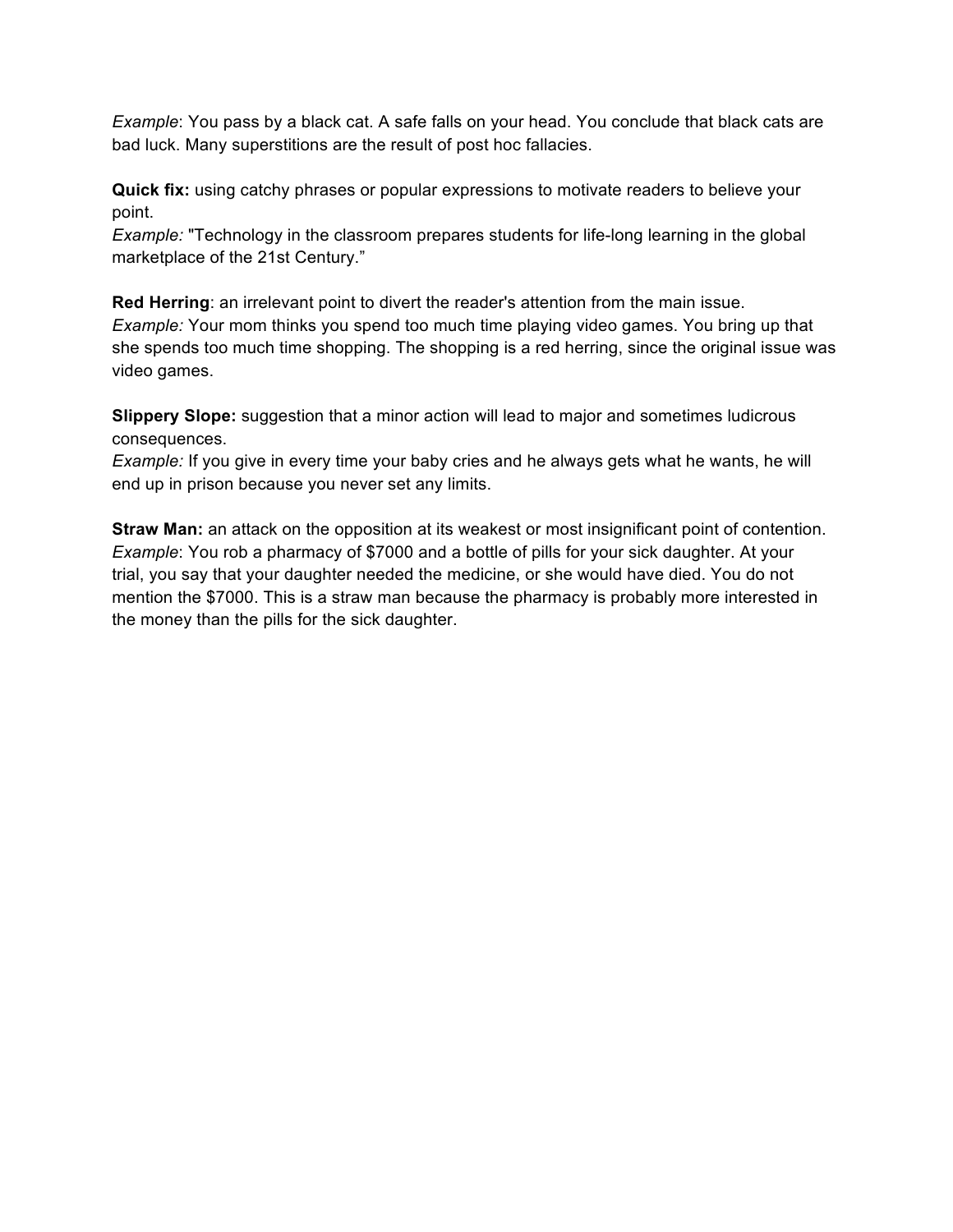*Example*: You pass by a black cat. A safe falls on your head. You conclude that black cats are bad luck. Many superstitions are the result of post hoc fallacies.

**Quick fix:** using catchy phrases or popular expressions to motivate readers to believe your point.
*Example:* "Technology in the classroom prepares students for life-long learning in the global marketplace of the 21st Century."

**Red Herring**: an irrelevant point to divert the reader's attention from the main issue.
*Example:* Your mom thinks you spend too much time playing video games. You bring up that she spends too much time shopping. The shopping is a red herring, since the original issue was video games.

**Slippery Slope:** suggestion that a minor action will lead to major and sometimes ludicrous consequences.
*Example:* If you give in every time your baby cries and he always gets what he wants, he will end up in prison because you never set any limits.

**Straw Man:** an attack on the opposition at its weakest or most insignificant point of contention.
*Example*: You rob a pharmacy of $7000 and a bottle of pills for your sick daughter. At your trial, you say that your daughter needed the medicine, or she would have died. You do not mention the $7000. This is a straw man because the pharmacy is probably more interested in the money than the pills for the sick daughter.